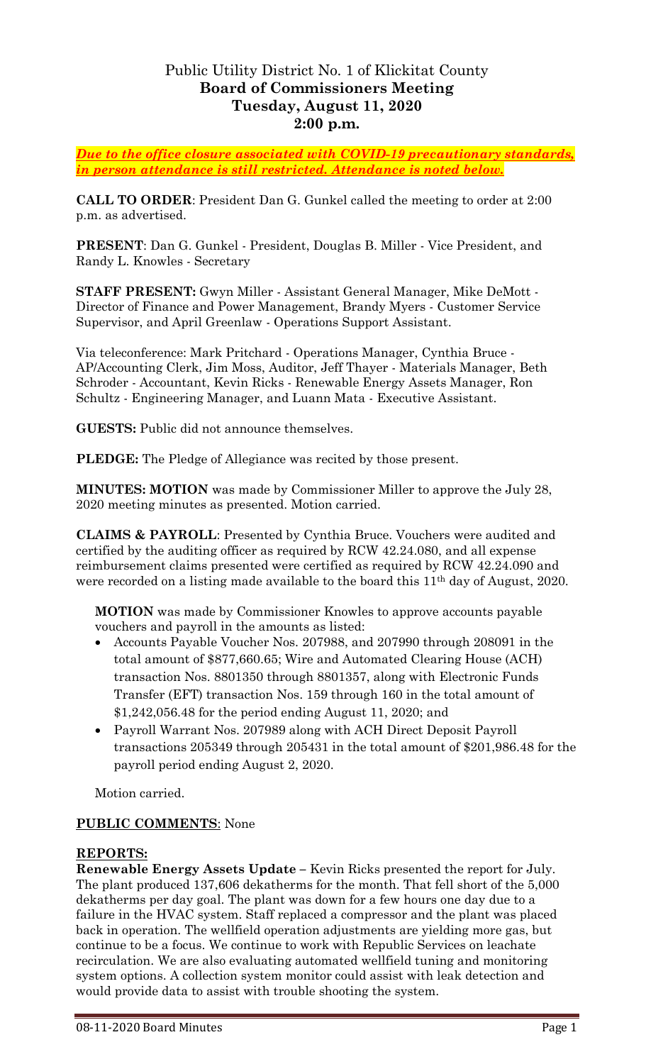# Public Utility District No. 1 of Klickitat County
## Board of Commissioners Meeting
## Tuesday, August 11, 2020
## 2:00 p.m.

***Due to the office closure associated with COVID-19 precautionary standards, in person attendance is still restricted. Attendance is noted below.***

**CALL TO ORDER**: President Dan G. Gunkel called the meeting to order at 2:00 p.m. as advertised.

**PRESENT**: Dan G. Gunkel - President, Douglas B. Miller - Vice President, and Randy L. Knowles - Secretary

**STAFF PRESENT:** Gwyn Miller - Assistant General Manager, Mike DeMott - Director of Finance and Power Management, Brandy Myers - Customer Service Supervisor, and April Greenlaw - Operations Support Assistant.

Via teleconference: Mark Pritchard - Operations Manager, Cynthia Bruce - AP/Accounting Clerk, Jim Moss, Auditor, Jeff Thayer - Materials Manager, Beth Schroder - Accountant, Kevin Ricks - Renewable Energy Assets Manager, Ron Schultz - Engineering Manager, and Luann Mata - Executive Assistant.

**GUESTS:** Public did not announce themselves.

**PLEDGE:** The Pledge of Allegiance was recited by those present.

**MINUTES: MOTION** was made by Commissioner Miller to approve the July 28, 2020 meeting minutes as presented. Motion carried.

**CLAIMS & PAYROLL**: Presented by Cynthia Bruce. Vouchers were audited and certified by the auditing officer as required by RCW 42.24.080, and all expense reimbursement claims presented were certified as required by RCW 42.24.090 and were recorded on a listing made available to the board this 11th day of August, 2020.

**MOTION** was made by Commissioner Knowles to approve accounts payable vouchers and payroll in the amounts as listed:

- Accounts Payable Voucher Nos. 207988, and 207990 through 208091 in the total amount of $877,660.65; Wire and Automated Clearing House (ACH) transaction Nos. 8801350 through 8801357, along with Electronic Funds Transfer (EFT) transaction Nos. 159 through 160 in the total amount of $1,242,056.48 for the period ending August 11, 2020; and
- Payroll Warrant Nos. 207989 along with ACH Direct Deposit Payroll transactions 205349 through 205431 in the total amount of $201,986.48 for the payroll period ending August 2, 2020.

Motion carried.

**PUBLIC COMMENTS**: None

**REPORTS:**

**Renewable Energy Assets Update –** Kevin Ricks presented the report for July. The plant produced 137,606 dekatherms for the month. That fell short of the 5,000 dekatherms per day goal. The plant was down for a few hours one day due to a failure in the HVAC system. Staff replaced a compressor and the plant was placed back in operation. The wellfield operation adjustments are yielding more gas, but continue to be a focus. We continue to work with Republic Services on leachate recirculation. We are also evaluating automated wellfield tuning and monitoring system options. A collection system monitor could assist with leak detection and would provide data to assist with trouble shooting the system.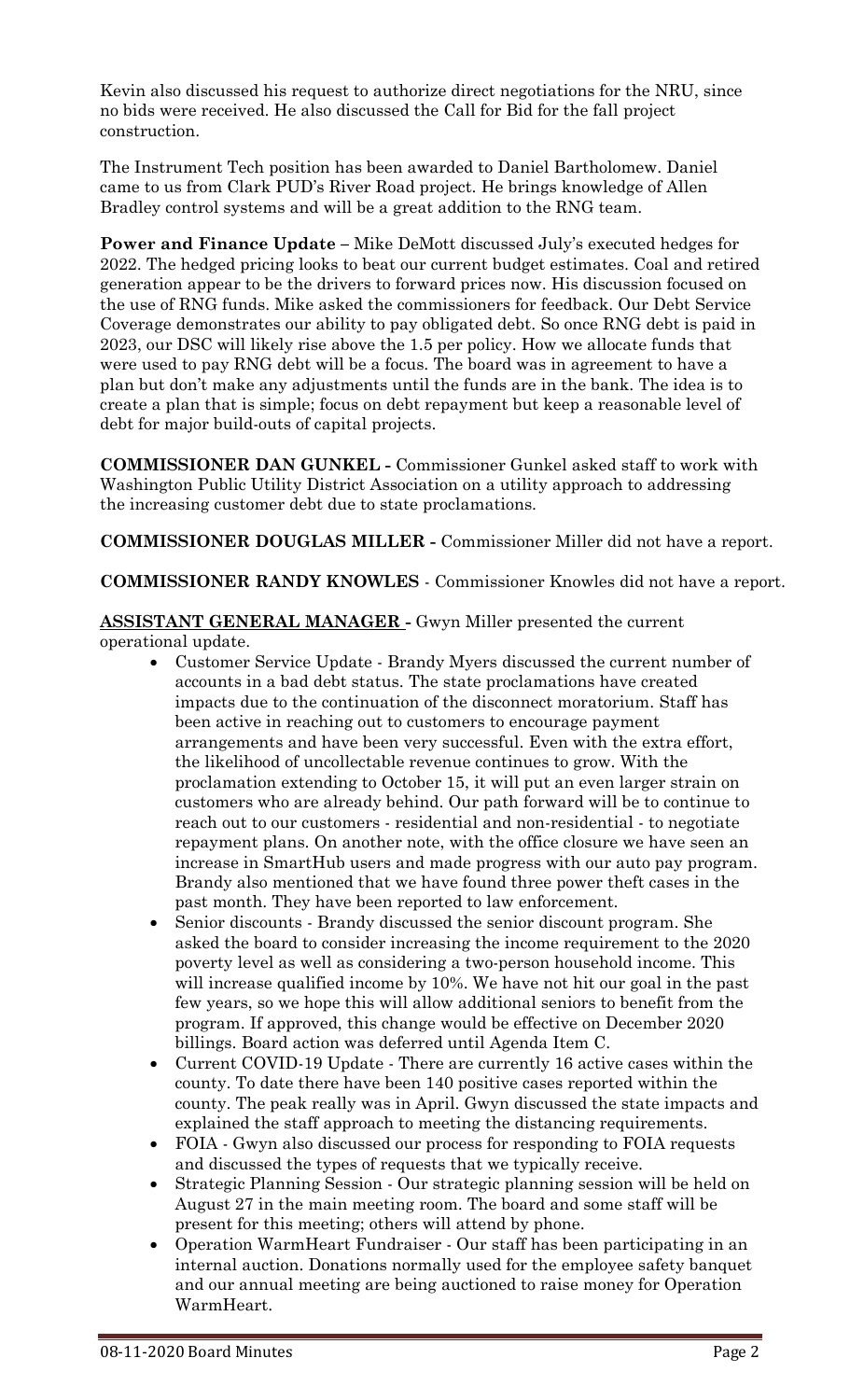Kevin also discussed his request to authorize direct negotiations for the NRU, since no bids were received. He also discussed the Call for Bid for the fall project construction.

The Instrument Tech position has been awarded to Daniel Bartholomew. Daniel came to us from Clark PUD's River Road project. He brings knowledge of Allen Bradley control systems and will be a great addition to the RNG team.

**Power and Finance Update –** Mike DeMott discussed July's executed hedges for 2022. The hedged pricing looks to beat our current budget estimates. Coal and retired generation appear to be the drivers to forward prices now. His discussion focused on the use of RNG funds. Mike asked the commissioners for feedback. Our Debt Service Coverage demonstrates our ability to pay obligated debt. So once RNG debt is paid in 2023, our DSC will likely rise above the 1.5 per policy. How we allocate funds that were used to pay RNG debt will be a focus. The board was in agreement to have a plan but don't make any adjustments until the funds are in the bank. The idea is to create a plan that is simple; focus on debt repayment but keep a reasonable level of debt for major build-outs of capital projects.

**COMMISSIONER DAN GUNKEL -** Commissioner Gunkel asked staff to work with Washington Public Utility District Association on a utility approach to addressing the increasing customer debt due to state proclamations.

**COMMISSIONER DOUGLAS MILLER -** Commissioner Miller did not have a report.

**COMMISSIONER RANDY KNOWLES** - Commissioner Knowles did not have a report.

**ASSISTANT GENERAL MANAGER -** Gwyn Miller presented the current operational update.

- Customer Service Update - Brandy Myers discussed the current number of accounts in a bad debt status. The state proclamations have created impacts due to the continuation of the disconnect moratorium. Staff has been active in reaching out to customers to encourage payment arrangements and have been very successful. Even with the extra effort, the likelihood of uncollectable revenue continues to grow. With the proclamation extending to October 15, it will put an even larger strain on customers who are already behind. Our path forward will be to continue to reach out to our customers - residential and non-residential - to negotiate repayment plans. On another note, with the office closure we have seen an increase in SmartHub users and made progress with our auto pay program. Brandy also mentioned that we have found three power theft cases in the past month. They have been reported to law enforcement.
- Senior discounts - Brandy discussed the senior discount program. She asked the board to consider increasing the income requirement to the 2020 poverty level as well as considering a two-person household income. This will increase qualified income by 10%. We have not hit our goal in the past few years, so we hope this will allow additional seniors to benefit from the program. If approved, this change would be effective on December 2020 billings. Board action was deferred until Agenda Item C.
- Current COVID-19 Update - There are currently 16 active cases within the county. To date there have been 140 positive cases reported within the county. The peak really was in April. Gwyn discussed the state impacts and explained the staff approach to meeting the distancing requirements.
- FOIA - Gwyn also discussed our process for responding to FOIA requests and discussed the types of requests that we typically receive.
- Strategic Planning Session - Our strategic planning session will be held on August 27 in the main meeting room. The board and some staff will be present for this meeting; others will attend by phone.
- Operation WarmHeart Fundraiser - Our staff has been participating in an internal auction. Donations normally used for the employee safety banquet and our annual meeting are being auctioned to raise money for Operation WarmHeart.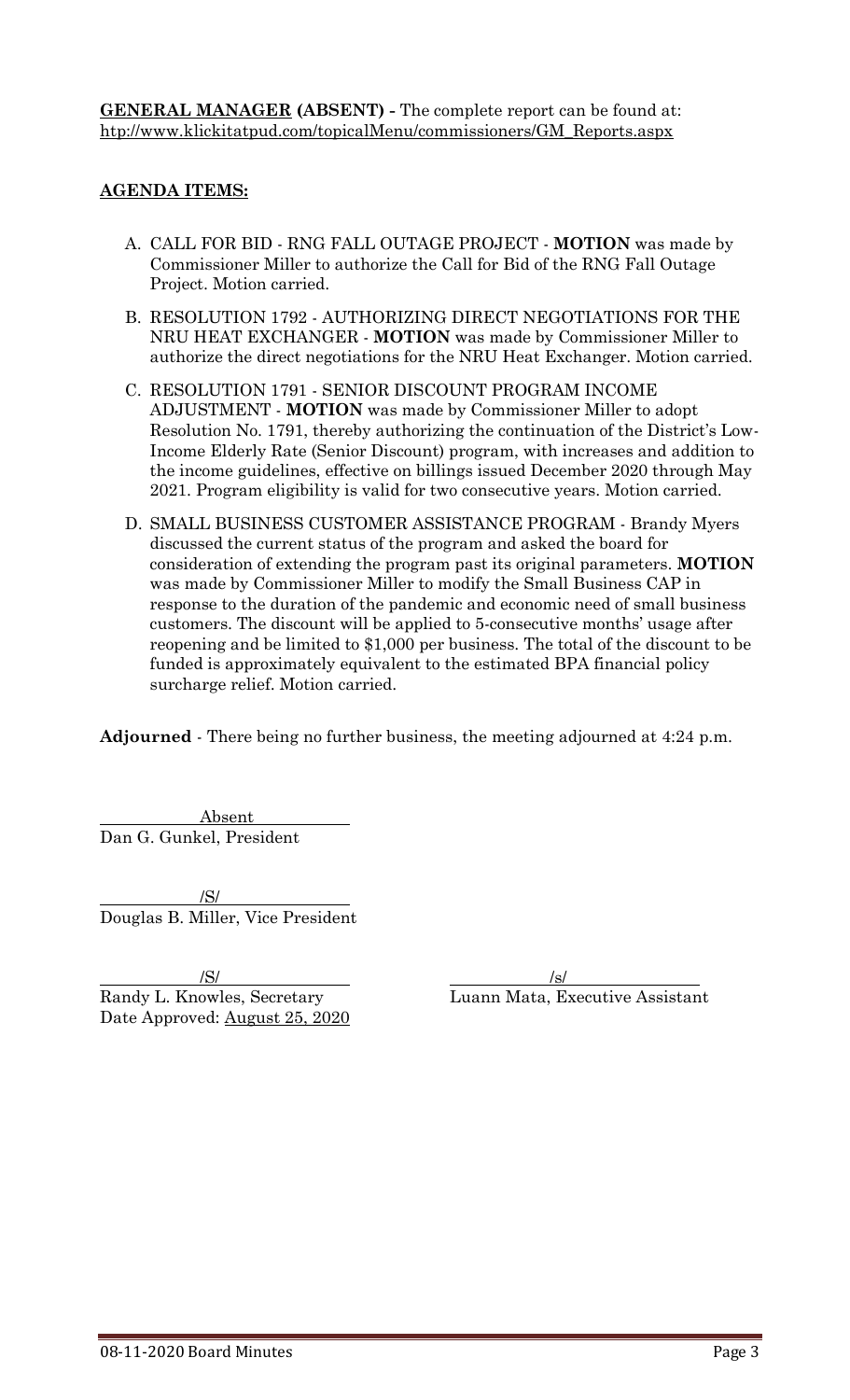**GENERAL MANAGER (ABSENT) -** The complete report can be found at: http://www.klickitatpud.com/topicalMenu/commissioners/GM_Reports.aspx

**AGENDA ITEMS:**

A. CALL FOR BID - RNG FALL OUTAGE PROJECT - **MOTION** was made by Commissioner Miller to authorize the Call for Bid of the RNG Fall Outage Project. Motion carried.

B. RESOLUTION 1792 - AUTHORIZING DIRECT NEGOTIATIONS FOR THE NRU HEAT EXCHANGER - **MOTION** was made by Commissioner Miller to authorize the direct negotiations for the NRU Heat Exchanger. Motion carried.

C. RESOLUTION 1791 - SENIOR DISCOUNT PROGRAM INCOME ADJUSTMENT - **MOTION** was made by Commissioner Miller to adopt Resolution No. 1791, thereby authorizing the continuation of the District's Low-Income Elderly Rate (Senior Discount) program, with increases and addition to the income guidelines, effective on billings issued December 2020 through May 2021. Program eligibility is valid for two consecutive years. Motion carried.

D. SMALL BUSINESS CUSTOMER ASSISTANCE PROGRAM - Brandy Myers discussed the current status of the program and asked the board for consideration of extending the program past its original parameters. **MOTION** was made by Commissioner Miller to modify the Small Business CAP in response to the duration of the pandemic and economic need of small business customers. The discount will be applied to 5-consecutive months' usage after reopening and be limited to $1,000 per business. The total of the discount to be funded is approximately equivalent to the estimated BPA financial policy surcharge relief. Motion carried.

**Adjourned** - There being no further business, the meeting adjourned at 4:24 p.m.

Absent
Dan G. Gunkel, President

/S/
Douglas B. Miller, Vice President

/S/
Randy L. Knowles, Secretary
Date Approved: August 25, 2020

/s/
Luann Mata, Executive Assistant